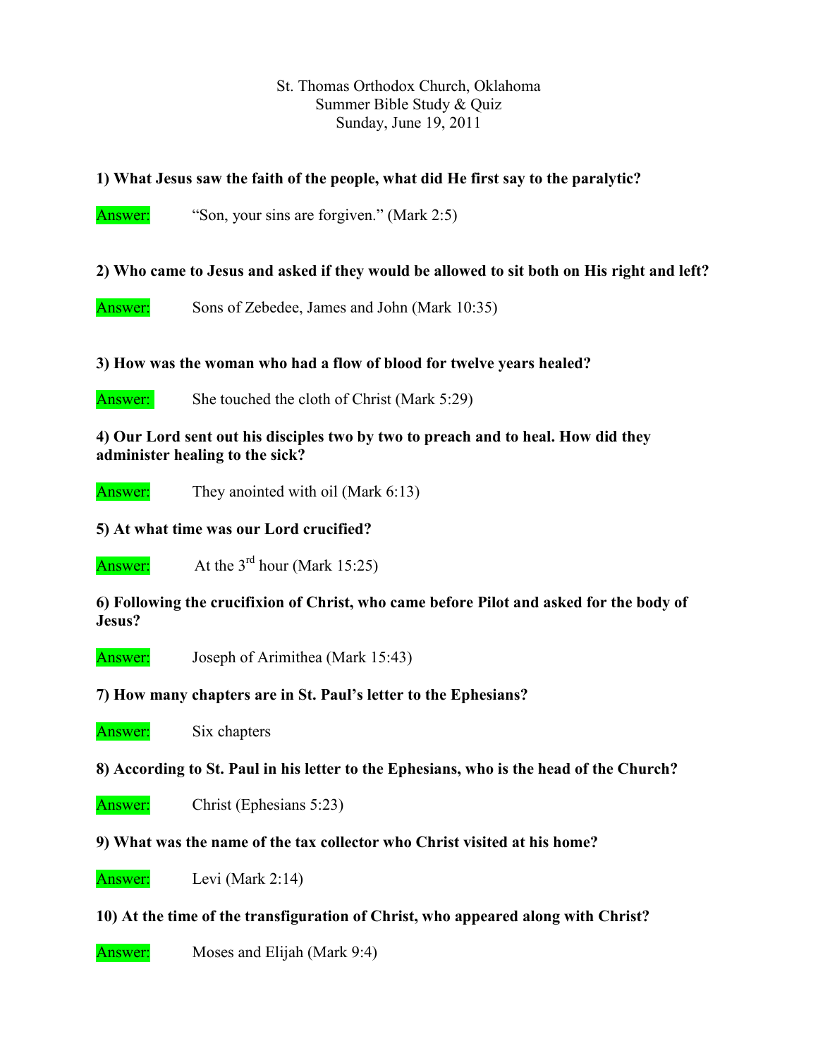St. Thomas Orthodox Church, Oklahoma
Summer Bible Study & Quiz
Sunday, June 19, 2011

**1) What Jesus saw the faith of the people, what did He first say to the paralytic?**

Answer: "Son, your sins are forgiven." (Mark 2:5)

**2) Who came to Jesus and asked if they would be allowed to sit both on His right and left?**

Answer: Sons of Zebedee, James and John (Mark 10:35)

**3) How was the woman who had a flow of blood for twelve years healed?**

Answer: She touched the cloth of Christ (Mark 5:29)

**4) Our Lord sent out his disciples two by two to preach and to heal. How did they administer healing to the sick?**

Answer: They anointed with oil (Mark 6:13)

**5) At what time was our Lord crucified?**

Answer: At the 3rd hour (Mark 15:25)

**6) Following the crucifixion of Christ, who came before Pilot and asked for the body of Jesus?**

Answer: Joseph of Arimithea (Mark 15:43)

**7) How many chapters are in St. Paul's letter to the Ephesians?**

Answer: Six chapters

**8) According to St. Paul in his letter to the Ephesians, who is the head of the Church?**

Answer: Christ (Ephesians 5:23)

**9) What was the name of the tax collector who Christ visited at his home?**

Answer: Levi (Mark 2:14)

**10) At the time of the transfiguration of Christ, who appeared along with Christ?**

Answer: Moses and Elijah (Mark 9:4)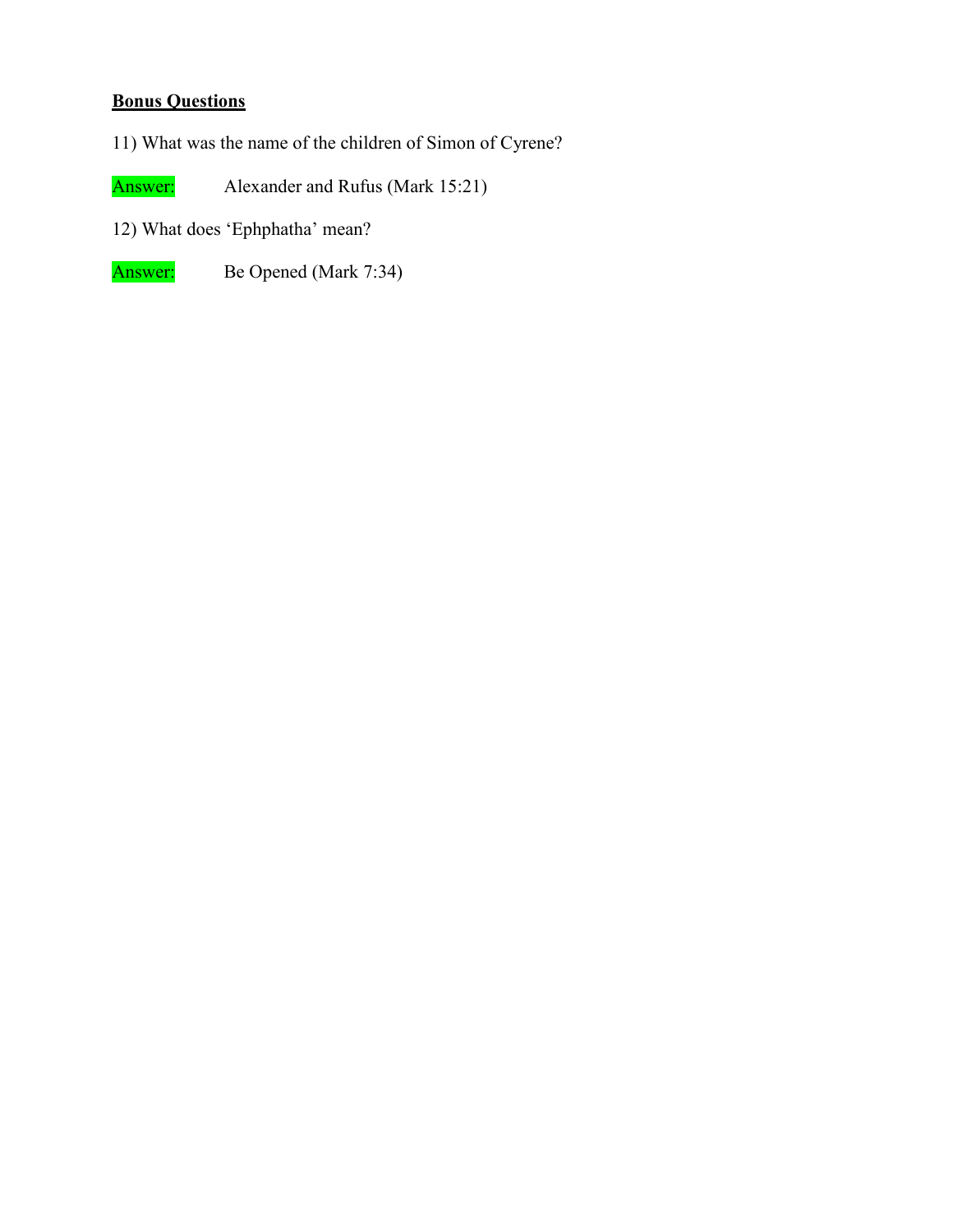**<u>Bonus Questions</u>**

11) What was the name of the children of Simon of Cyrene?

Answer: Alexander and Rufus (Mark 15:21)

12) What does ‘Ephphatha’ mean?

Answer: Be Opened (Mark 7:34)